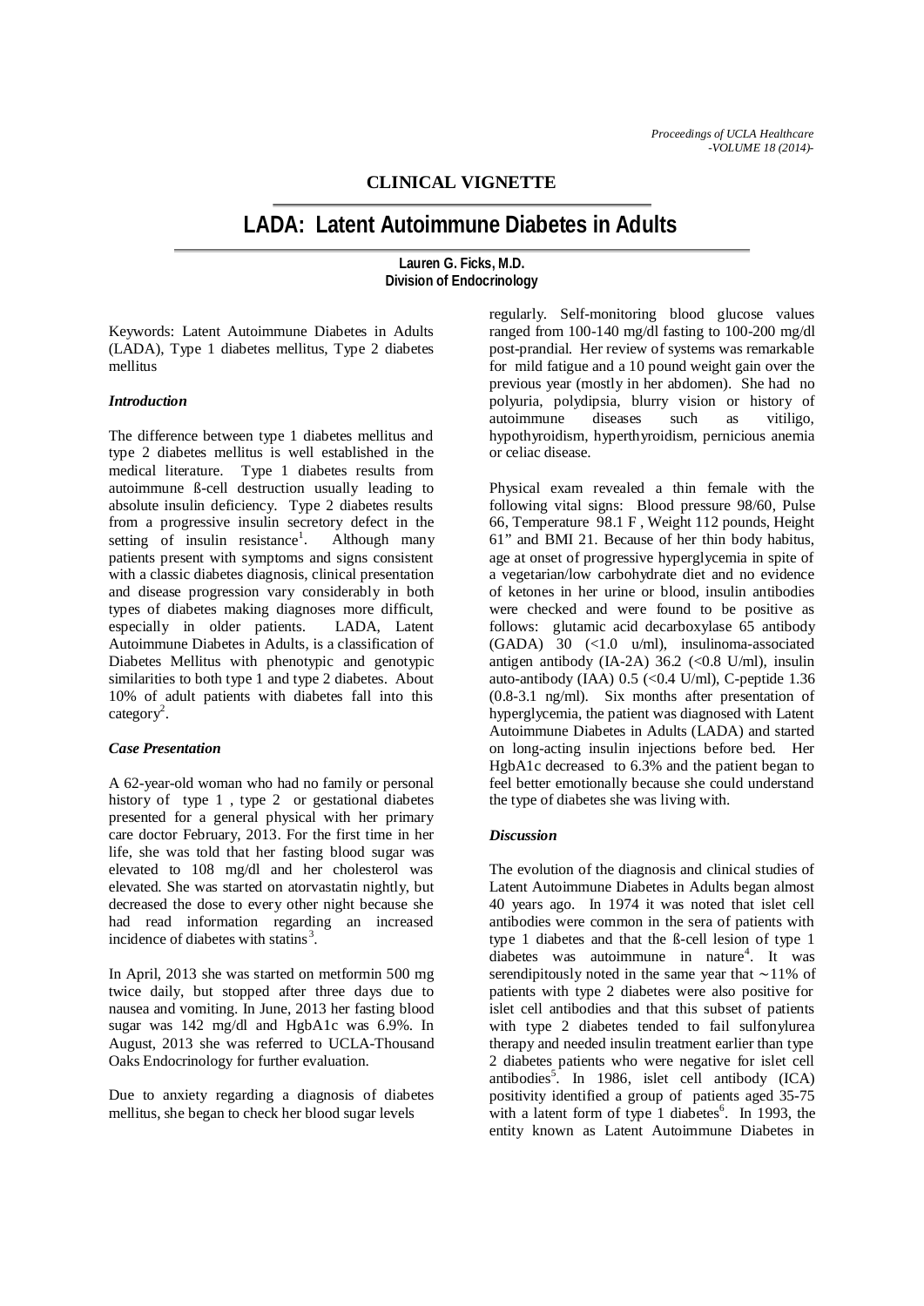## CLINICAL VIGNETTE

# LADA: Latent Autoimmune Diabetes in Adults

**Lauren G. Ficks, M.D.**
**Division of Endocrinology**

Keywords: Latent Autoimmune Diabetes in Adults (LADA), Type 1 diabetes mellitus, Type 2 diabetes mellitus

### *Introduction*

The difference between type 1 diabetes mellitus and type 2 diabetes mellitus is well established in the medical literature. Type 1 diabetes results from autoimmune ß-cell destruction usually leading to absolute insulin deficiency. Type 2 diabetes results from a progressive insulin secretory defect in the setting of insulin resistance[1]. Although many patients present with symptoms and signs consistent with a classic diabetes diagnosis, clinical presentation and disease progression vary considerably in both types of diabetes making diagnoses more difficult, especially in older patients. LADA, Latent Autoimmune Diabetes in Adults, is a classification of Diabetes Mellitus with phenotypic and genotypic similarities to both type 1 and type 2 diabetes. About 10% of adult patients with diabetes fall into this category[2].

### *Case Presentation*

A 62-year-old woman who had no family or personal history of type 1 , type 2 or gestational diabetes presented for a general physical with her primary care doctor February, 2013. For the first time in her life, she was told that her fasting blood sugar was elevated to 108 mg/dl and her cholesterol was elevated. She was started on atorvastatin nightly, but decreased the dose to every other night because she had read information regarding an increased incidence of diabetes with statins[3].

In April, 2013 she was started on metformin 500 mg twice daily, but stopped after three days due to nausea and vomiting. In June, 2013 her fasting blood sugar was 142 mg/dl and HgbA1c was 6.9%. In August, 2013 she was referred to UCLA-Thousand Oaks Endocrinology for further evaluation.

Due to anxiety regarding a diagnosis of diabetes mellitus, she began to check her blood sugar levels regularly. Self-monitoring blood glucose values ranged from 100-140 mg/dl fasting to 100-200 mg/dl post-prandial. Her review of systems was remarkable for mild fatigue and a 10 pound weight gain over the previous year (mostly in her abdomen). She had no polyuria, polydipsia, blurry vision or history of autoimmune diseases such as vitiligo, hypothyroidism, hyperthyroidism, pernicious anemia or celiac disease.

Physical exam revealed a thin female with the following vital signs: Blood pressure 98/60, Pulse 66, Temperature 98.1 F , Weight 112 pounds, Height 61" and BMI 21. Because of her thin body habitus, age at onset of progressive hyperglycemia in spite of a vegetarian/low carbohydrate diet and no evidence of ketones in her urine or blood, insulin antibodies were checked and were found to be positive as follows: glutamic acid decarboxylase 65 antibody (GADA) 30 (<1.0 u/ml), insulinoma-associated antigen antibody (IA-2A) 36.2 (<0.8 U/ml), insulin auto-antibody (IAA) 0.5 (<0.4 U/ml), C-peptide 1.36 (0.8-3.1 ng/ml). Six months after presentation of hyperglycemia, the patient was diagnosed with Latent Autoimmune Diabetes in Adults (LADA) and started on long-acting insulin injections before bed. Her HgbA1c decreased to 6.3% and the patient began to feel better emotionally because she could understand the type of diabetes she was living with.

### *Discussion*

The evolution of the diagnosis and clinical studies of Latent Autoimmune Diabetes in Adults began almost 40 years ago. In 1974 it was noted that islet cell antibodies were common in the sera of patients with type 1 diabetes and that the ß-cell lesion of type 1 diabetes was autoimmune in nature[4]. It was serendipitously noted in the same year that ∼11% of patients with type 2 diabetes were also positive for islet cell antibodies and that this subset of patients with type 2 diabetes tended to fail sulfonylurea therapy and needed insulin treatment earlier than type 2 diabetes patients who were negative for islet cell antibodies[5]. In 1986, islet cell antibody (ICA) positivity identified a group of patients aged 35-75 with a latent form of type 1 diabetes[6]. In 1993, the entity known as Latent Autoimmune Diabetes in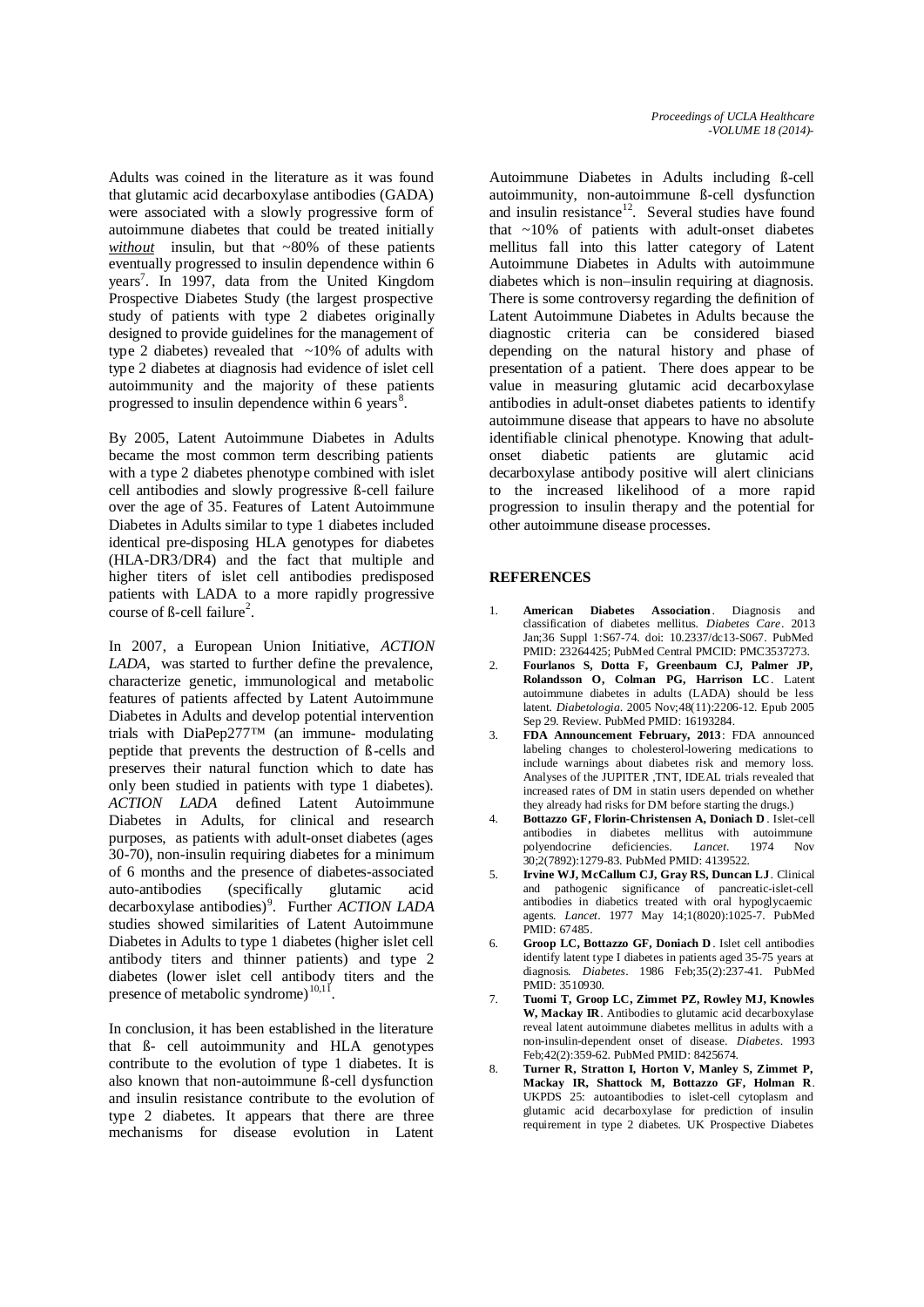Adults was coined in the literature as it was found that glutamic acid decarboxylase antibodies (GADA) were associated with a slowly progressive form of autoimmune diabetes that could be treated initially ***without*** insulin, but that ~80% of these patients eventually progressed to insulin dependence within 6 years[7]. In 1997, data from the United Kingdom Prospective Diabetes Study (the largest prospective study of patients with type 2 diabetes originally designed to provide guidelines for the management of type 2 diabetes) revealed that ~10% of adults with type 2 diabetes at diagnosis had evidence of islet cell autoimmunity and the majority of these patients progressed to insulin dependence within 6 years[8].

By 2005, Latent Autoimmune Diabetes in Adults became the most common term describing patients with a type 2 diabetes phenotype combined with islet cell antibodies and slowly progressive ß-cell failure over the age of 35. Features of Latent Autoimmune Diabetes in Adults similar to type 1 diabetes included identical pre-disposing HLA genotypes for diabetes (HLA-DR3/DR4) and the fact that multiple and higher titers of islet cell antibodies predisposed patients with LADA to a more rapidly progressive course of ß-cell failure[2].

In 2007, a European Union Initiative, *ACTION LADA*, was started to further define the prevalence, characterize genetic, immunological and metabolic features of patients affected by Latent Autoimmune Diabetes in Adults and develop potential intervention trials with DiaPep277™ (an immune- modulating peptide that prevents the destruction of ß-cells and preserves their natural function which to date has only been studied in patients with type 1 diabetes). *ACTION LADA* defined Latent Autoimmune Diabetes in Adults, for clinical and research purposes, as patients with adult-onset diabetes (ages 30-70), non-insulin requiring diabetes for a minimum of 6 months and the presence of diabetes-associated auto-antibodies (specifically glutamic acid decarboxylase antibodies)[9]. Further *ACTION LADA* studies showed similarities of Latent Autoimmune Diabetes in Adults to type 1 diabetes (higher islet cell antibody titers and thinner patients) and type 2 diabetes (lower islet cell antibody titers and the presence of metabolic syndrome)[10,11].

In conclusion, it has been established in the literature that ß- cell autoimmunity and HLA genotypes contribute to the evolution of type 1 diabetes. It is also known that non-autoimmune ß-cell dysfunction and insulin resistance contribute to the evolution of type 2 diabetes. It appears that there are three mechanisms for disease evolution in Latent Autoimmune Diabetes in Adults including ß-cell autoimmunity, non-autoimmune ß-cell dysfunction and insulin resistance[12]. Several studies have found that ~10% of patients with adult-onset diabetes mellitus fall into this latter category of Latent Autoimmune Diabetes in Adults with autoimmune diabetes which is non–insulin requiring at diagnosis. There is some controversy regarding the definition of Latent Autoimmune Diabetes in Adults because the diagnostic criteria can be considered biased depending on the natural history and phase of presentation of a patient. There does appear to be value in measuring glutamic acid decarboxylase antibodies in adult-onset diabetes patients to identify autoimmune disease that appears to have no absolute identifiable clinical phenotype. Knowing that adult-onset diabetic patients are glutamic acid decarboxylase antibody positive will alert clinicians to the increased likelihood of a more rapid progression to insulin therapy and the potential for other autoimmune disease processes.

## REFERENCES

1. **American Diabetes Association**. Diagnosis and classification of diabetes mellitus. *Diabetes Care*. 2013 Jan;36 Suppl 1:S67-74. doi: 10.2337/dc13-S067. PubMed PMID: 23264425; PubMed Central PMCID: PMC3537273.
2. **Fourlanos S, Dotta F, Greenbaum CJ, Palmer JP, Rolandsson O, Colman PG, Harrison LC**. Latent autoimmune diabetes in adults (LADA) should be less latent. *Diabetologia*. 2005 Nov;48(11):2206-12. Epub 2005 Sep 29. Review. PubMed PMID: 16193284.
3. **FDA Announcement February, 2013**: FDA announced labeling changes to cholesterol-lowering medications to include warnings about diabetes risk and memory loss. Analyses of the JUPITER ,TNT, IDEAL trials revealed that increased rates of DM in statin users depended on whether they already had risks for DM before starting the drugs.)
4. **Bottazzo GF, Florin-Christensen A, Doniach D**. Islet-cell antibodies in diabetes mellitus with autoimmune polyendocrine deficiencies. *Lancet*. 1974 Nov 30;2(7892):1279-83. PubMed PMID: 4139522.
5. **Irvine WJ, McCallum CJ, Gray RS, Duncan LJ**. Clinical and pathogenic significance of pancreatic-islet-cell antibodies in diabetics treated with oral hypoglycaemic agents. *Lancet*. 1977 May 14;1(8020):1025-7. PubMed PMID: 67485.
6. **Groop LC, Bottazzo GF, Doniach D**. Islet cell antibodies identify latent type I diabetes in patients aged 35-75 years at diagnosis. *Diabetes*. 1986 Feb;35(2):237-41. PubMed PMID: 3510930.
7. **Tuomi T, Groop LC, Zimmet PZ, Rowley MJ, Knowles W, Mackay IR**. Antibodies to glutamic acid decarboxylase reveal latent autoimmune diabetes mellitus in adults with a non-insulin-dependent onset of disease. *Diabetes*. 1993 Feb;42(2):359-62. PubMed PMID: 8425674.
8. **Turner R, Stratton I, Horton V, Manley S, Zimmet P, Mackay IR, Shattock M, Bottazzo GF, Holman R**. UKPDS 25: autoantibodies to islet-cell cytoplasm and glutamic acid decarboxylase for prediction of insulin requirement in type 2 diabetes. UK Prospective Diabetes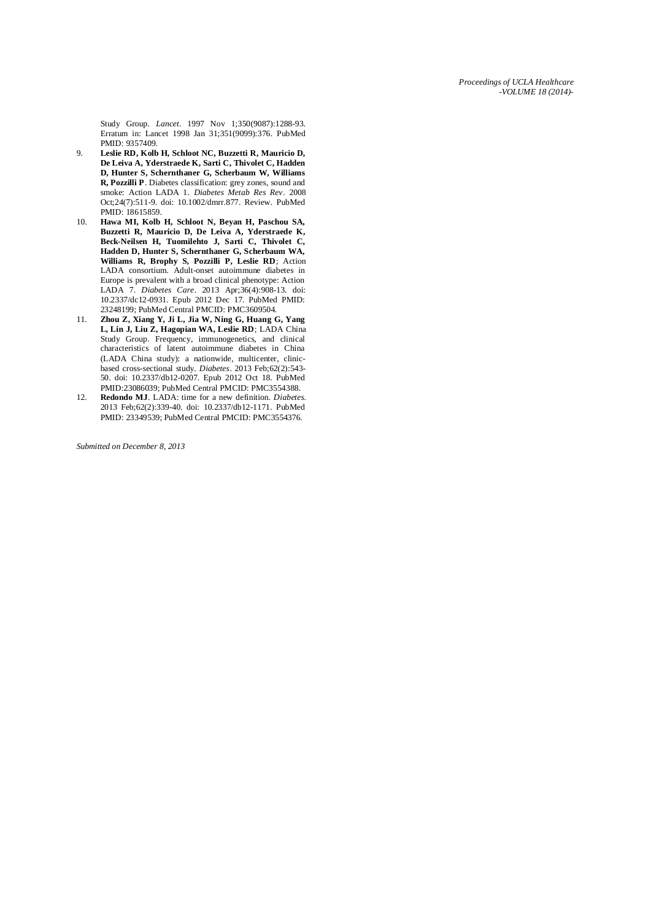Study Group. *Lancet*. 1997 Nov 1;350(9087):1288-93. Erratum in: Lancet 1998 Jan 31;351(9099):376. PubMed PMID: 9357409.

9. **Leslie RD, Kolb H, Schloot NC, Buzzetti R, Mauricio D, De Leiva A, Yderstraede K, Sarti C, Thivolet C, Hadden D, Hunter S, Schernthaner G, Scherbaum W, Williams R, Pozzilli P**. Diabetes classification: grey zones, sound and smoke: Action LADA 1. *Diabetes Metab Res Rev*. 2008 Oct;24(7):511-9. doi: 10.1002/dmrr.877. Review. PubMed PMID: 18615859.
10. **Hawa MI, Kolb H, Schloot N, Beyan H, Paschou SA, Buzzetti R, Mauricio D, De Leiva A, Yderstraede K, Beck-Neilsen H, Tuomilehto J, Sarti C, Thivolet C, Hadden D, Hunter S, Schernthaner G, Scherbaum WA, Williams R, Brophy S, Pozzilli P, Leslie RD**; Action LADA consortium. Adult-onset autoimmune diabetes in Europe is prevalent with a broad clinical phenotype: Action LADA 7. *Diabetes Care*. 2013 Apr;36(4):908-13. doi: 10.2337/dc12-0931. Epub 2012 Dec 17. PubMed PMID: 23248199; PubMed Central PMCID: PMC3609504.
11. **Zhou Z, Xiang Y, Ji L, Jia W, Ning G, Huang G, Yang L, Lin J, Liu Z, Hagopian WA, Leslie RD**; LADA China Study Group. Frequency, immunogenetics, and clinical characteristics of latent autoimmune diabetes in China (LADA China study): a nationwide, multicenter, clinic-based cross-sectional study. *Diabetes*. 2013 Feb;62(2):543-50. doi: 10.2337/db12-0207. Epub 2012 Oct 18. PubMed PMID:23086039; PubMed Central PMCID: PMC3554388.
12. **Redondo MJ**. LADA: time for a new definition. *Diabetes*. 2013 Feb;62(2):339-40. doi: 10.2337/db12-1171. PubMed PMID: 23349539; PubMed Central PMCID: PMC3554376.

*Submitted on December 8, 2013*